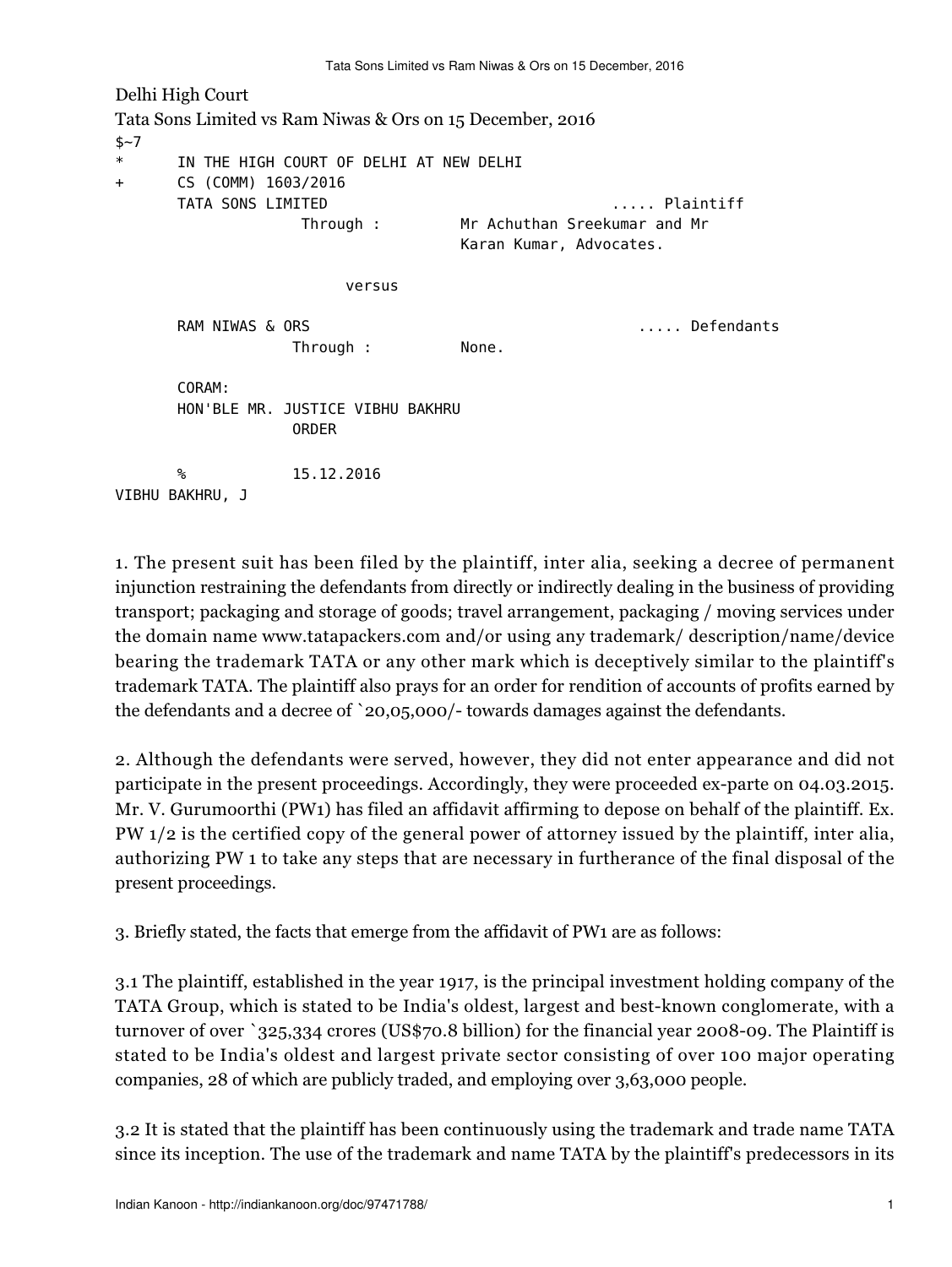Delhi High Court

Tata Sons Limited vs Ram Niwas & Ors on 15 December, 2016

```
$~7
*       IN THE HIGH COURT OF DELHI AT NEW DELHI
+       CS (COMM) 1603/2016
        TATA SONS LIMITED                              ..... Plaintiff
                    Through :       Mr Achuthan Sreekumar and Mr
                                    Karan Kumar, Advocates.

                          versus

        RAM NIWAS & ORS                                    ..... Defendants
                   Through :        None.

        CORAM:
        HON'BLE MR. JUSTICE VIBHU BAKHRU
                   ORDER

        %          15.12.2016
VIBHU BAKHRU, J
```

1. The present suit has been filed by the plaintiff, inter alia, seeking a decree of permanent injunction restraining the defendants from directly or indirectly dealing in the business of providing transport; packaging and storage of goods; travel arrangement, packaging / moving services under the domain name www.tatapackers.com and/or using any trademark/ description/name/device bearing the trademark TATA or any other mark which is deceptively similar to the plaintiff's trademark TATA. The plaintiff also prays for an order for rendition of accounts of profits earned by the defendants and a decree of `20,05,000/- towards damages against the defendants.

2. Although the defendants were served, however, they did not enter appearance and did not participate in the present proceedings. Accordingly, they were proceeded ex-parte on 04.03.2015. Mr. V. Gurumoorthi (PW1) has filed an affidavit affirming to depose on behalf of the plaintiff. Ex. PW 1/2 is the certified copy of the general power of attorney issued by the plaintiff, inter alia, authorizing PW 1 to take any steps that are necessary in furtherance of the final disposal of the present proceedings.

3. Briefly stated, the facts that emerge from the affidavit of PW1 are as follows:

3.1 The plaintiff, established in the year 1917, is the principal investment holding company of the TATA Group, which is stated to be India's oldest, largest and best-known conglomerate, with a turnover of over `325,334 crores (US$70.8 billion) for the financial year 2008-09. The Plaintiff is stated to be India's oldest and largest private sector consisting of over 100 major operating companies, 28 of which are publicly traded, and employing over 3,63,000 people.

3.2 It is stated that the plaintiff has been continuously using the trademark and trade name TATA since its inception. The use of the trademark and name TATA by the plaintiff's predecessors in its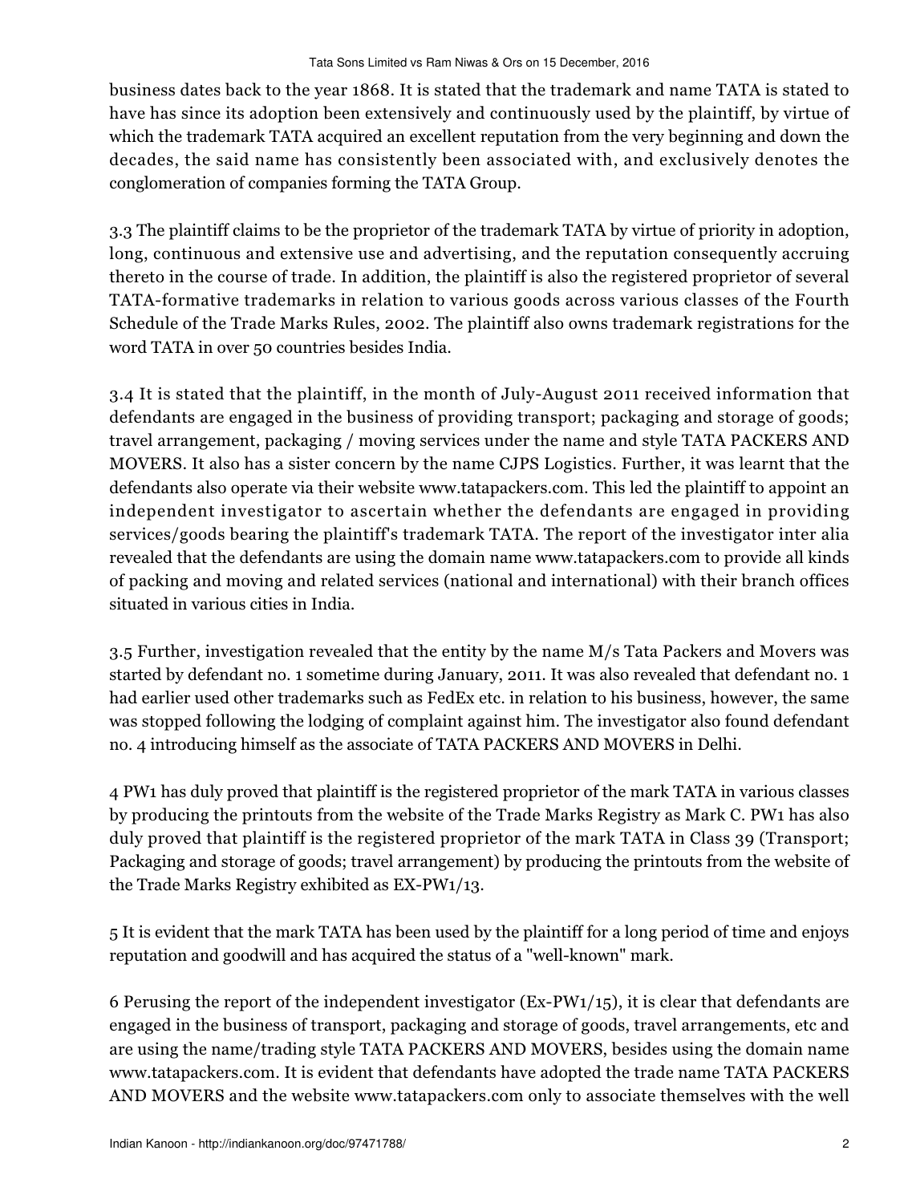business dates back to the year 1868. It is stated that the trademark and name TATA is stated to have has since its adoption been extensively and continuously used by the plaintiff, by virtue of which the trademark TATA acquired an excellent reputation from the very beginning and down the decades, the said name has consistently been associated with, and exclusively denotes the conglomeration of companies forming the TATA Group.

3.3 The plaintiff claims to be the proprietor of the trademark TATA by virtue of priority in adoption, long, continuous and extensive use and advertising, and the reputation consequently accruing thereto in the course of trade. In addition, the plaintiff is also the registered proprietor of several TATA-formative trademarks in relation to various goods across various classes of the Fourth Schedule of the Trade Marks Rules, 2002. The plaintiff also owns trademark registrations for the word TATA in over 50 countries besides India.

3.4 It is stated that the plaintiff, in the month of July-August 2011 received information that defendants are engaged in the business of providing transport; packaging and storage of goods; travel arrangement, packaging / moving services under the name and style TATA PACKERS AND MOVERS. It also has a sister concern by the name CJPS Logistics. Further, it was learnt that the defendants also operate via their website www.tatapackers.com. This led the plaintiff to appoint an independent investigator to ascertain whether the defendants are engaged in providing services/goods bearing the plaintiff's trademark TATA. The report of the investigator inter alia revealed that the defendants are using the domain name www.tatapackers.com to provide all kinds of packing and moving and related services (national and international) with their branch offices situated in various cities in India.

3.5 Further, investigation revealed that the entity by the name M/s Tata Packers and Movers was started by defendant no. 1 sometime during January, 2011. It was also revealed that defendant no. 1 had earlier used other trademarks such as FedEx etc. in relation to his business, however, the same was stopped following the lodging of complaint against him. The investigator also found defendant no. 4 introducing himself as the associate of TATA PACKERS AND MOVERS in Delhi.

4 PW1 has duly proved that plaintiff is the registered proprietor of the mark TATA in various classes by producing the printouts from the website of the Trade Marks Registry as Mark C. PW1 has also duly proved that plaintiff is the registered proprietor of the mark TATA in Class 39 (Transport; Packaging and storage of goods; travel arrangement) by producing the printouts from the website of the Trade Marks Registry exhibited as EX-PW1/13.

5 It is evident that the mark TATA has been used by the plaintiff for a long period of time and enjoys reputation and goodwill and has acquired the status of a "well-known" mark.

6 Perusing the report of the independent investigator (Ex-PW1/15), it is clear that defendants are engaged in the business of transport, packaging and storage of goods, travel arrangements, etc and are using the name/trading style TATA PACKERS AND MOVERS, besides using the domain name www.tatapackers.com. It is evident that defendants have adopted the trade name TATA PACKERS AND MOVERS and the website www.tatapackers.com only to associate themselves with the well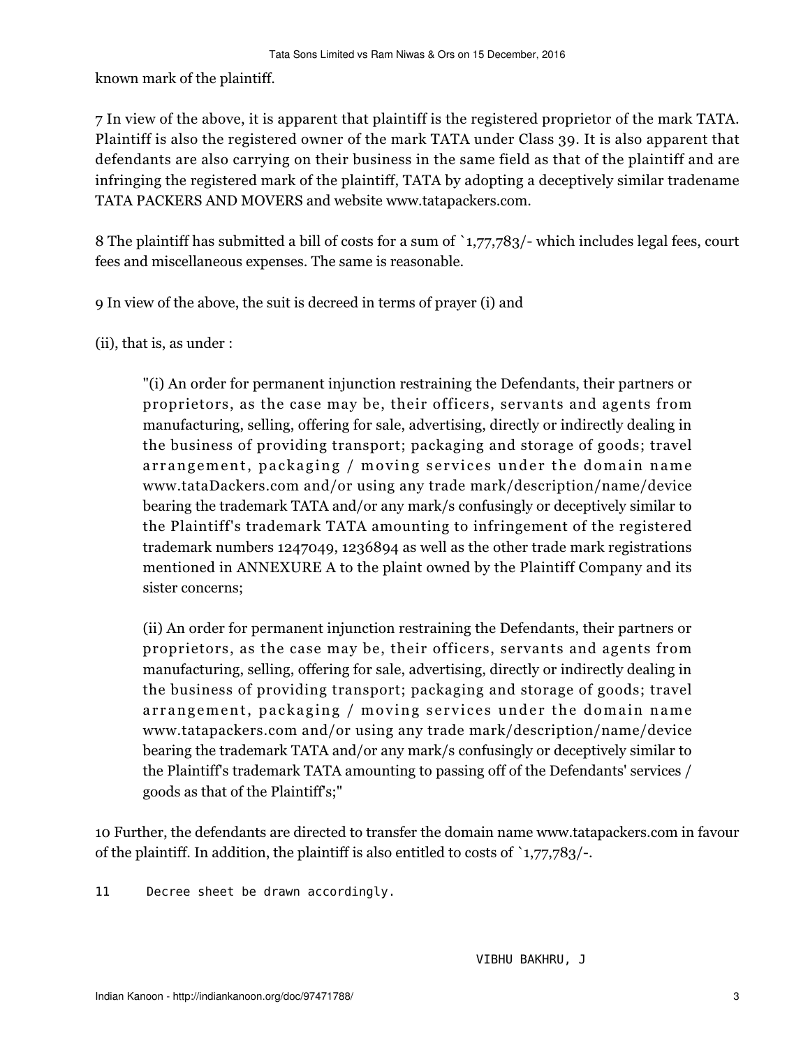known mark of the plaintiff.

7 In view of the above, it is apparent that plaintiff is the registered proprietor of the mark TATA. Plaintiff is also the registered owner of the mark TATA under Class 39. It is also apparent that defendants are also carrying on their business in the same field as that of the plaintiff and are infringing the registered mark of the plaintiff, TATA by adopting a deceptively similar tradename TATA PACKERS AND MOVERS and website www.tatapackers.com.

8 The plaintiff has submitted a bill of costs for a sum of `1,77,783/- which includes legal fees, court fees and miscellaneous expenses. The same is reasonable.

9 In view of the above, the suit is decreed in terms of prayer (i) and

(ii), that is, as under :

> "(i) An order for permanent injunction restraining the Defendants, their partners or proprietors, as the case may be, their officers, servants and agents from manufacturing, selling, offering for sale, advertising, directly or indirectly dealing in the business of providing transport; packaging and storage of goods; travel arrangement, packaging / moving services under the domain name www.tataDackers.com and/or using any trade mark/description/name/device bearing the trademark TATA and/or any mark/s confusingly or deceptively similar to the Plaintiff's trademark TATA amounting to infringement of the registered trademark numbers 1247049, 1236894 as well as the other trade mark registrations mentioned in ANNEXURE A to the plaint owned by the Plaintiff Company and its sister concerns;
>
> (ii) An order for permanent injunction restraining the Defendants, their partners or proprietors, as the case may be, their officers, servants and agents from manufacturing, selling, offering for sale, advertising, directly or indirectly dealing in the business of providing transport; packaging and storage of goods; travel arrangement, packaging / moving services under the domain name www.tatapackers.com and/or using any trade mark/description/name/device bearing the trademark TATA and/or any mark/s confusingly or deceptively similar to the Plaintiff's trademark TATA amounting to passing off of the Defendants' services / goods as that of the Plaintiff's;"

10 Further, the defendants are directed to transfer the domain name www.tatapackers.com in favour of the plaintiff. In addition, the plaintiff is also entitled to costs of `1,77,783/-.

11 Decree sheet be drawn accordingly.

VIBHU BAKHRU, J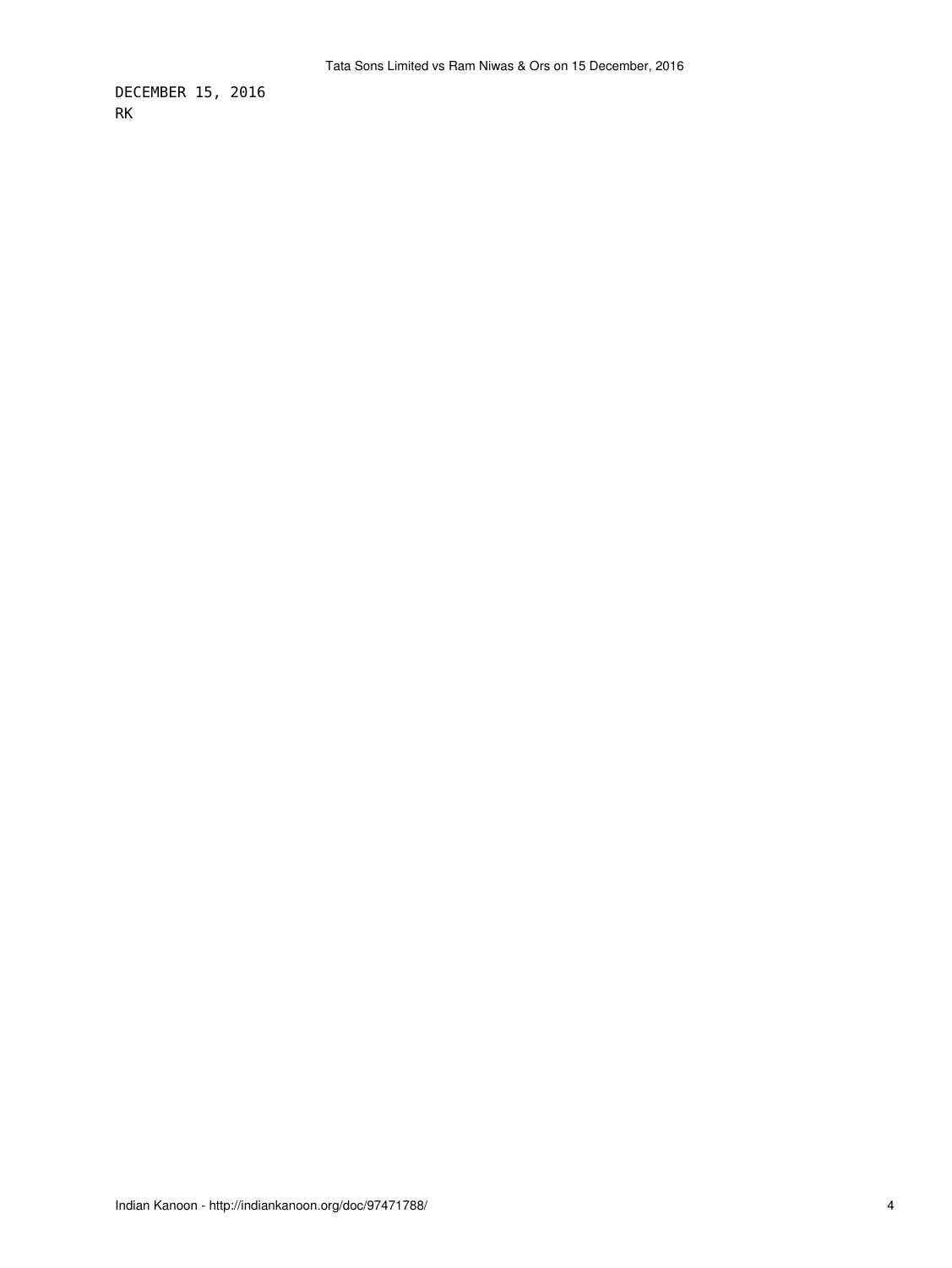DECEMBER 15, 2016
RK